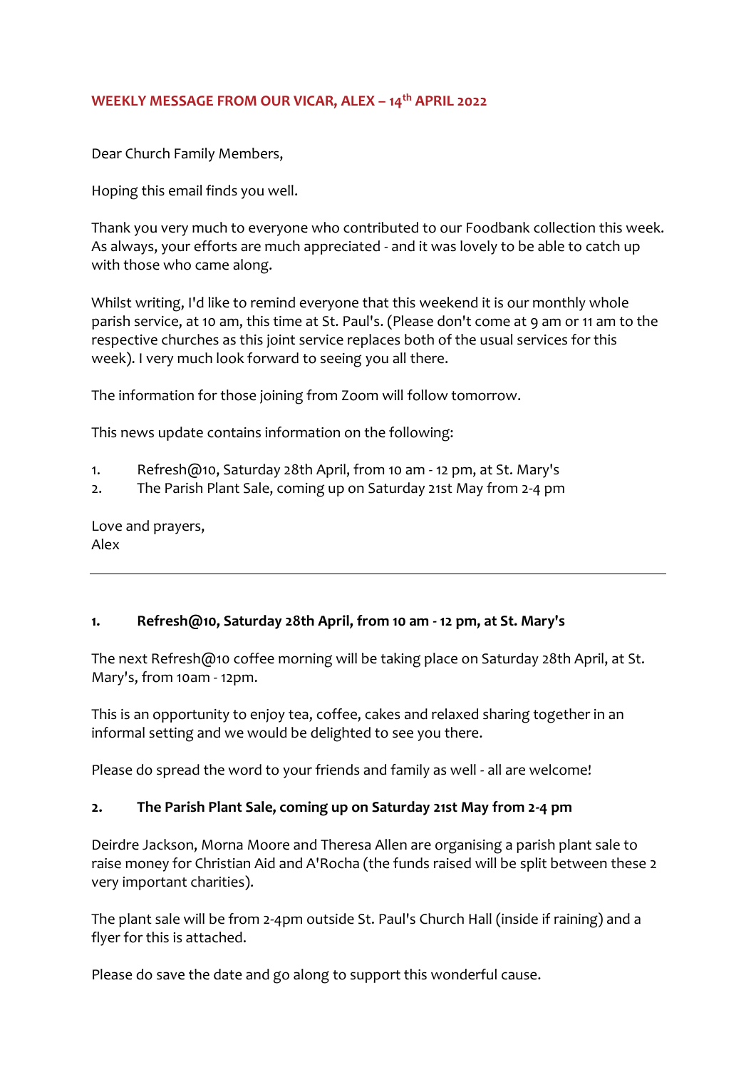## WEEKLY MESSAGE FROM OUR VICAR, ALEX – 14th APRIL 2022

Dear Church Family Members,

Hoping this email finds you well.

Thank you very much to everyone who contributed to our Foodbank collection this week. As always, your efforts are much appreciated - and it was lovely to be able to catch up with those who came along.

Whilst writing, I'd like to remind everyone that this weekend it is our monthly whole parish service, at 10 am, this time at St. Paul's. (Please don't come at 9 am or 11 am to the respective churches as this joint service replaces both of the usual services for this week). I very much look forward to seeing you all there.

The information for those joining from Zoom will follow tomorrow.

This news update contains information on the following:

1. Refresh@10, Saturday 28th April, from 10 am - 12 pm, at St. Mary's
2. The Parish Plant Sale, coming up on Saturday 21st May from 2-4 pm

Love and prayers,
Alex

---

### 1. Refresh@10, Saturday 28th April, from 10 am - 12 pm, at St. Mary's

The next Refresh@10 coffee morning will be taking place on Saturday 28th April, at St. Mary's, from 10am - 12pm.

This is an opportunity to enjoy tea, coffee, cakes and relaxed sharing together in an informal setting and we would be delighted to see you there.

Please do spread the word to your friends and family as well - all are welcome!

### 2. The Parish Plant Sale, coming up on Saturday 21st May from 2-4 pm

Deirdre Jackson, Morna Moore and Theresa Allen are organising a parish plant sale to raise money for Christian Aid and A'Rocha (the funds raised will be split between these 2 very important charities).

The plant sale will be from 2-4pm outside St. Paul's Church Hall (inside if raining) and a flyer for this is attached.

Please do save the date and go along to support this wonderful cause.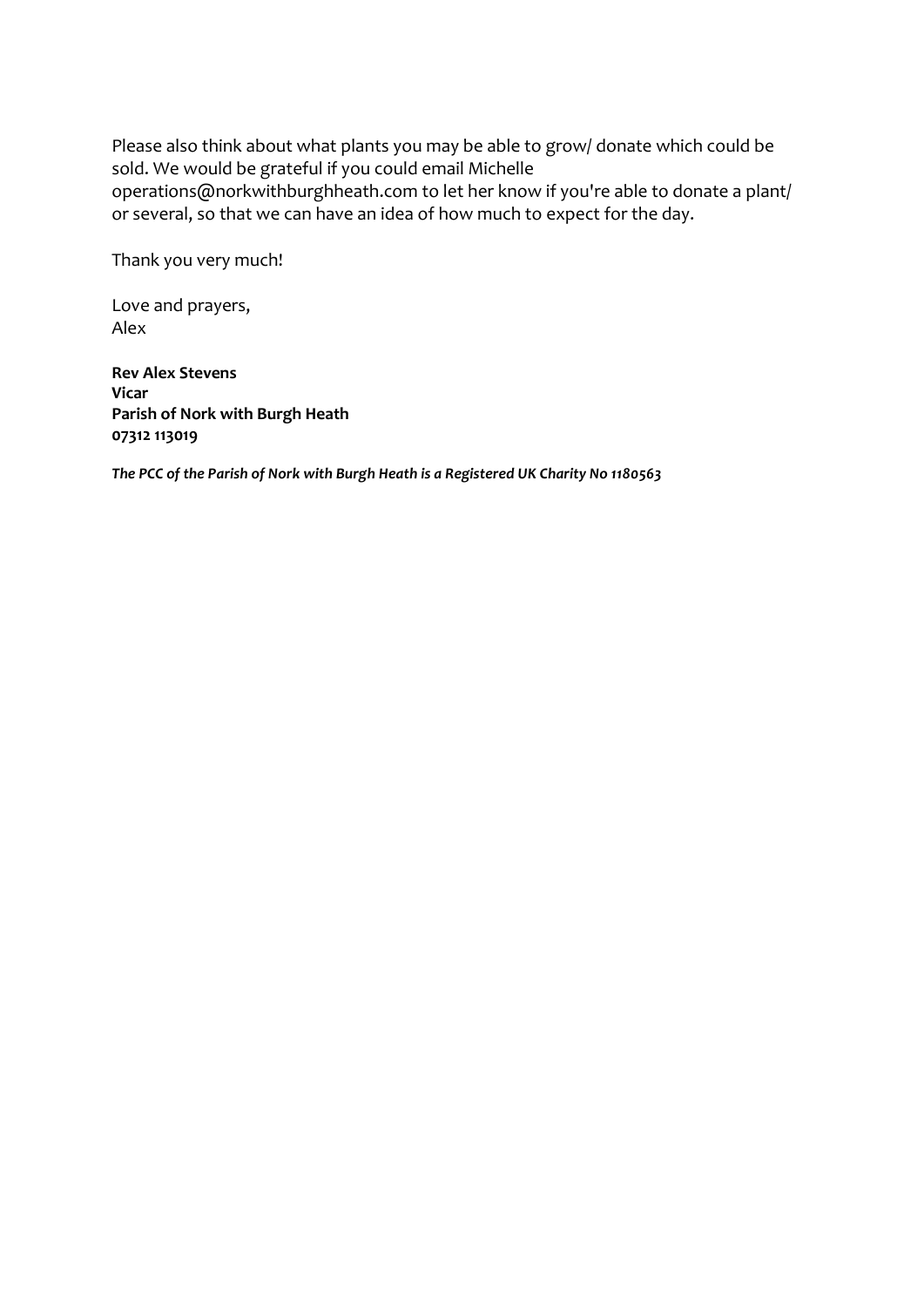Please also think about what plants you may be able to grow/ donate which could be sold. We would be grateful if you could email Michelle operations@norkwithburghheath.com to let her know if you're able to donate a plant/ or several, so that we can have an idea of how much to expect for the day.

Thank you very much!

Love and prayers,
Alex

**Rev Alex Stevens**
**Vicar**
**Parish of Nork with Burgh Heath**
**07312 113019**

***The PCC of the Parish of Nork with Burgh Heath is a Registered UK Charity No 1180563***